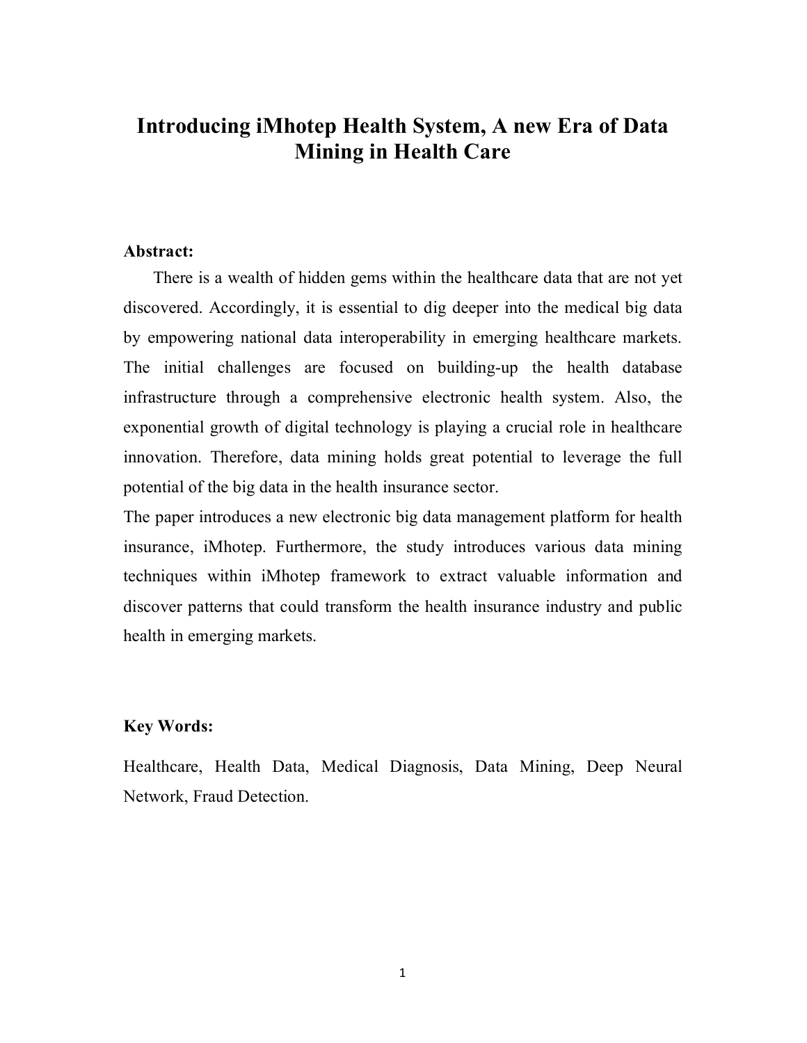# Introducing iMhotep Health System, A new Era of Data Mining in Health Care

**Abstract:**

There is a wealth of hidden gems within the healthcare data that are not yet discovered. Accordingly, it is essential to dig deeper into the medical big data by empowering national data interoperability in emerging healthcare markets. The initial challenges are focused on building-up the health database infrastructure through a comprehensive electronic health system. Also, the exponential growth of digital technology is playing a crucial role in healthcare innovation. Therefore, data mining holds great potential to leverage the full potential of the big data in the health insurance sector.

The paper introduces a new electronic big data management platform for health insurance, iMhotep. Furthermore, the study introduces various data mining techniques within iMhotep framework to extract valuable information and discover patterns that could transform the health insurance industry and public health in emerging markets.

**Key Words:**

Healthcare, Health Data, Medical Diagnosis, Data Mining, Deep Neural Network, Fraud Detection.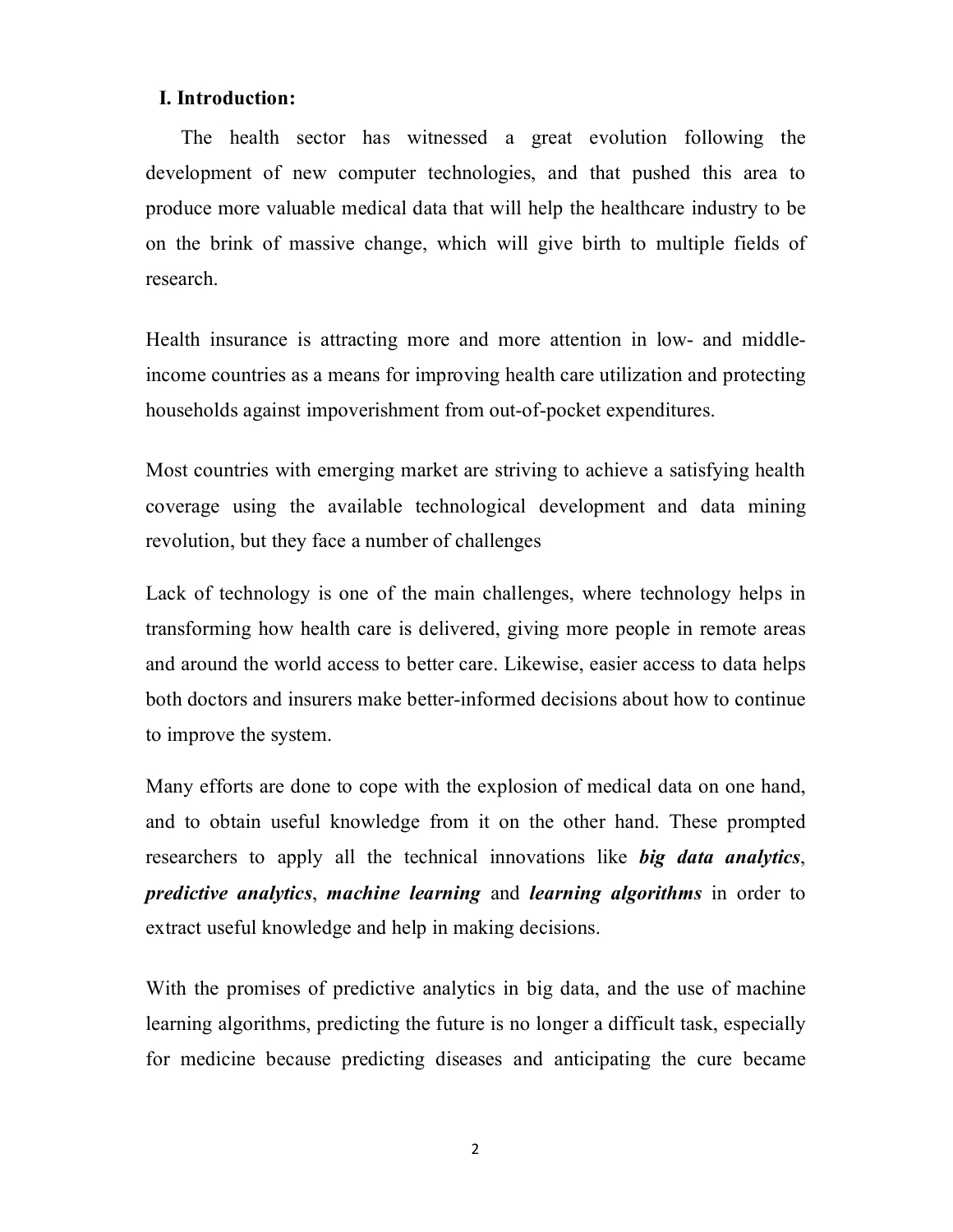## I. Introduction:

The health sector has witnessed a great evolution following the development of new computer technologies, and that pushed this area to produce more valuable medical data that will help the healthcare industry to be on the brink of massive change, which will give birth to multiple fields of research.

Health insurance is attracting more and more attention in low- and middle-income countries as a means for improving health care utilization and protecting households against impoverishment from out-of-pocket expenditures.

Most countries with emerging market are striving to achieve a satisfying health coverage using the available technological development and data mining revolution, but they face a number of challenges

Lack of technology is one of the main challenges, where technology helps in transforming how health care is delivered, giving more people in remote areas and around the world access to better care. Likewise, easier access to data helps both doctors and insurers make better-informed decisions about how to continue to improve the system.

Many efforts are done to cope with the explosion of medical data on one hand, and to obtain useful knowledge from it on the other hand. These prompted researchers to apply all the technical innovations like ***big data analytics***, ***predictive analytics***, ***machine learning*** and ***learning algorithms*** in order to extract useful knowledge and help in making decisions.

With the promises of predictive analytics in big data, and the use of machine learning algorithms, predicting the future is no longer a difficult task, especially for medicine because predicting diseases and anticipating the cure became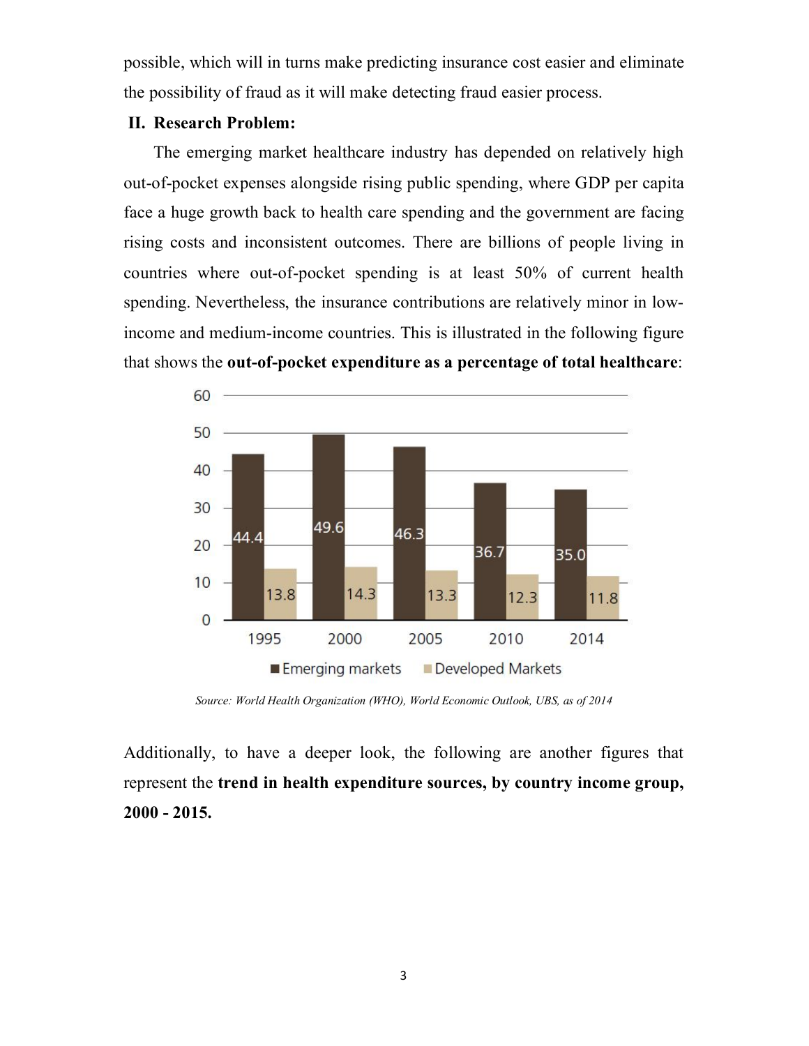possible, which will in turns make predicting insurance cost easier and eliminate the possibility of fraud as it will make detecting fraud easier process.

## II. Research Problem:

The emerging market healthcare industry has depended on relatively high out-of-pocket expenses alongside rising public spending, where GDP per capita face a huge growth back to health care spending and the government are facing rising costs and inconsistent outcomes. There are billions of people living in countries where out-of-pocket spending is at least 50% of current health spending. Nevertheless, the insurance contributions are relatively minor in low-income and medium-income countries. This is illustrated in the following figure that shows the **out-of-pocket expenditure as a percentage of total healthcare**:

| Year | Emerging markets | Developed Markets |
|---|---|---|
| 1995 | 44.4 | 13.8 |
| 2000 | 49.6 | 14.3 |
| 2005 | 46.3 | 13.3 |
| 2010 | 36.7 | 12.3 |
| 2014 | 35.0 | 11.8 |

*Source: World Health Organization (WHO), World Economic Outlook, UBS, as of 2014*

Additionally, to have a deeper look, the following are another figures that represent the **trend in health expenditure sources, by country income group, 2000 - 2015.**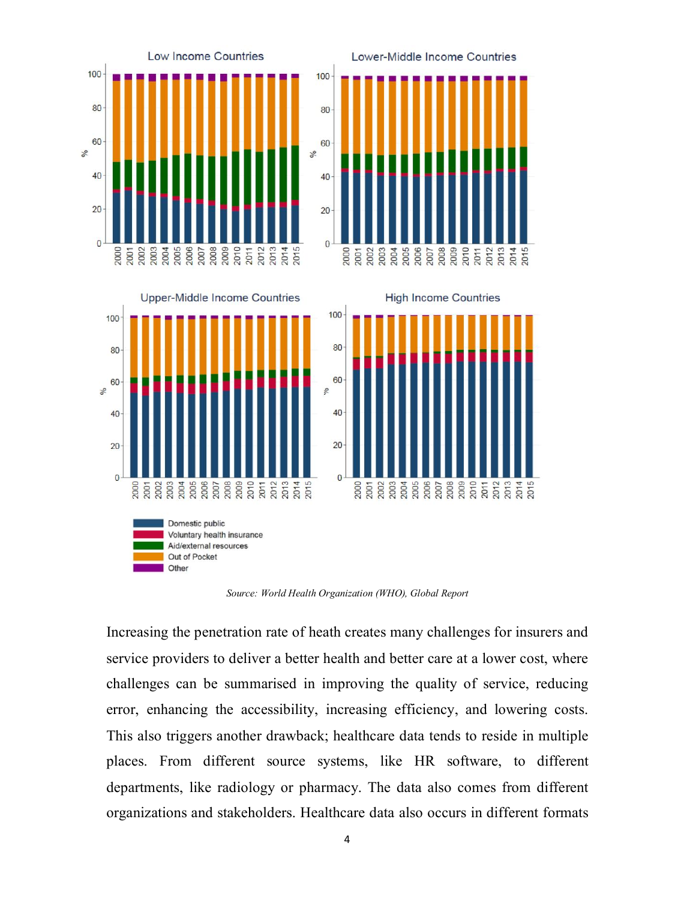Source: World Health Organization (WHO), Global Report

Increasing the penetration rate of heath creates many challenges for insurers and service providers to deliver a better health and better care at a lower cost, where challenges can be summarised in improving the quality of service, reducing error, enhancing the accessibility, increasing efficiency, and lowering costs. This also triggers another drawback; healthcare data tends to reside in multiple places. From different source systems, like HR software, to different departments, like radiology or pharmacy. The data also comes from different organizations and stakeholders. Healthcare data also occurs in different formats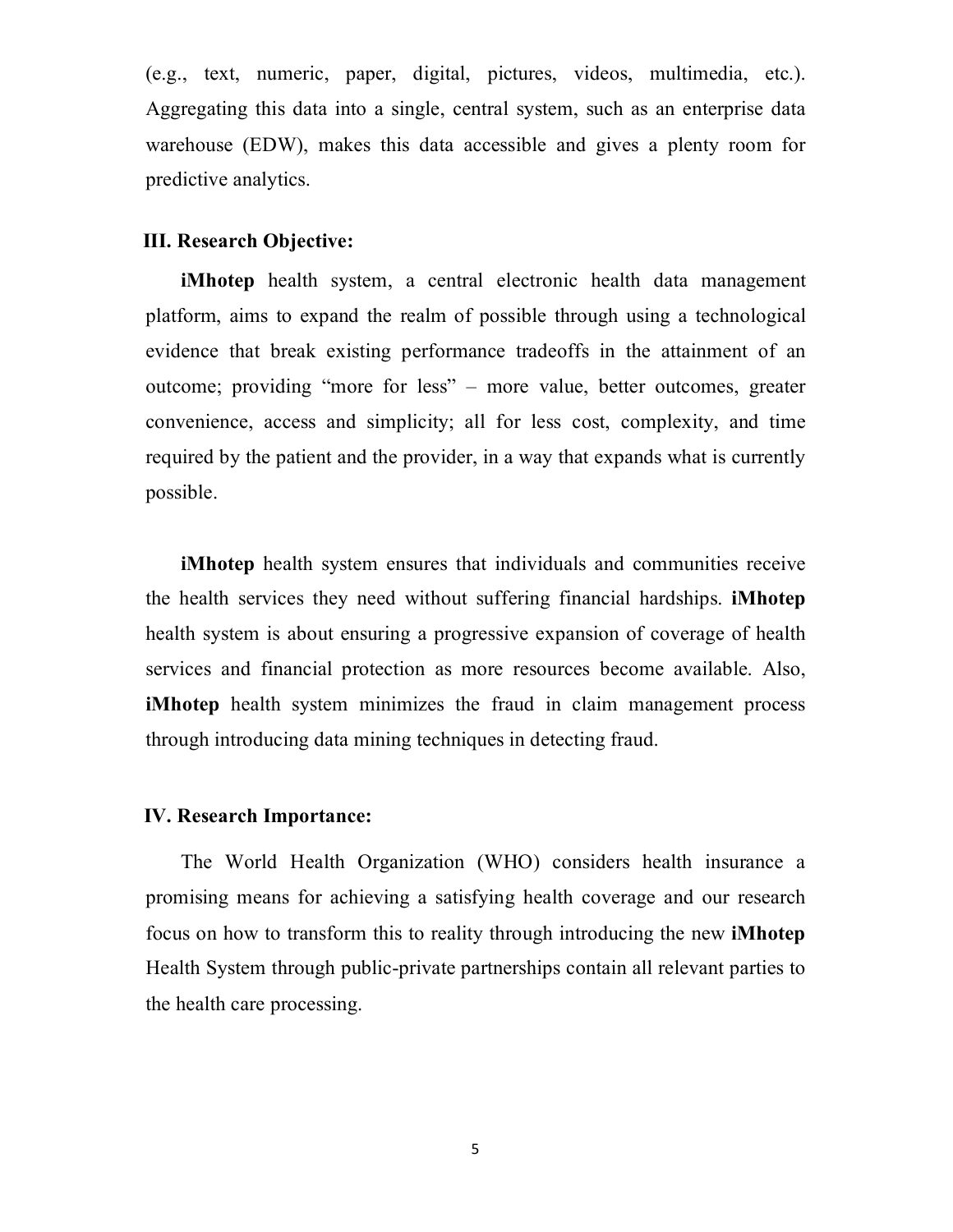(e.g., text, numeric, paper, digital, pictures, videos, multimedia, etc.). Aggregating this data into a single, central system, such as an enterprise data warehouse (EDW), makes this data accessible and gives a plenty room for predictive analytics.

## III. Research Objective:

**iMhotep** health system, a central electronic health data management platform, aims to expand the realm of possible through using a technological evidence that break existing performance tradeoffs in the attainment of an outcome; providing "more for less" – more value, better outcomes, greater convenience, access and simplicity; all for less cost, complexity, and time required by the patient and the provider, in a way that expands what is currently possible.

**iMhotep** health system ensures that individuals and communities receive the health services they need without suffering financial hardships. **iMhotep** health system is about ensuring a progressive expansion of coverage of health services and financial protection as more resources become available. Also, **iMhotep** health system minimizes the fraud in claim management process through introducing data mining techniques in detecting fraud.

## IV. Research Importance:

The World Health Organization (WHO) considers health insurance a promising means for achieving a satisfying health coverage and our research focus on how to transform this to reality through introducing the new **iMhotep** Health System through public-private partnerships contain all relevant parties to the health care processing.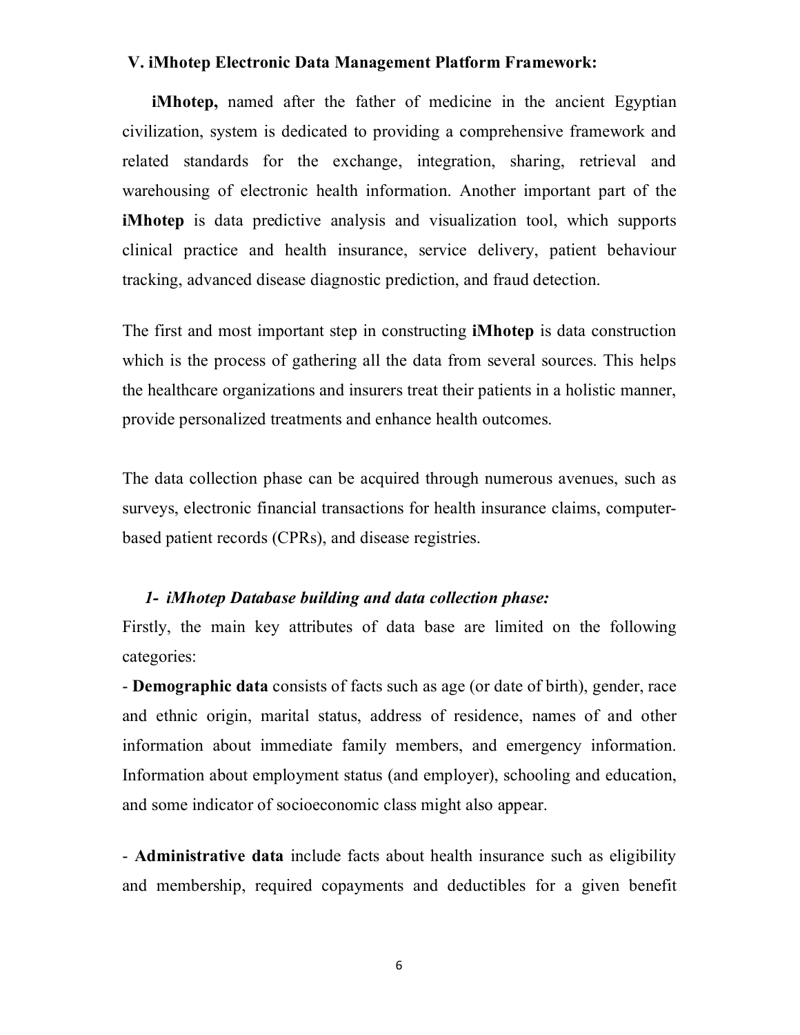## V. iMhotep Electronic Data Management Platform Framework:

**iMhotep,** named after the father of medicine in the ancient Egyptian civilization, system is dedicated to providing a comprehensive framework and related standards for the exchange, integration, sharing, retrieval and warehousing of electronic health information. Another important part of the **iMhotep** is data predictive analysis and visualization tool, which supports clinical practice and health insurance, service delivery, patient behaviour tracking, advanced disease diagnostic prediction, and fraud detection.

The first and most important step in constructing **iMhotep** is data construction which is the process of gathering all the data from several sources. This helps the healthcare organizations and insurers treat their patients in a holistic manner, provide personalized treatments and enhance health outcomes.

The data collection phase can be acquired through numerous avenues, such as surveys, electronic financial transactions for health insurance claims, computer-based patient records (CPRs), and disease registries.

### *1- iMhotep Database building and data collection phase:*

Firstly, the main key attributes of data base are limited on the following categories:

- **Demographic data** consists of facts such as age (or date of birth), gender, race and ethnic origin, marital status, address of residence, names of and other information about immediate family members, and emergency information. Information about employment status (and employer), schooling and education, and some indicator of socioeconomic class might also appear.

- **Administrative data** include facts about health insurance such as eligibility and membership, required copayments and deductibles for a given benefit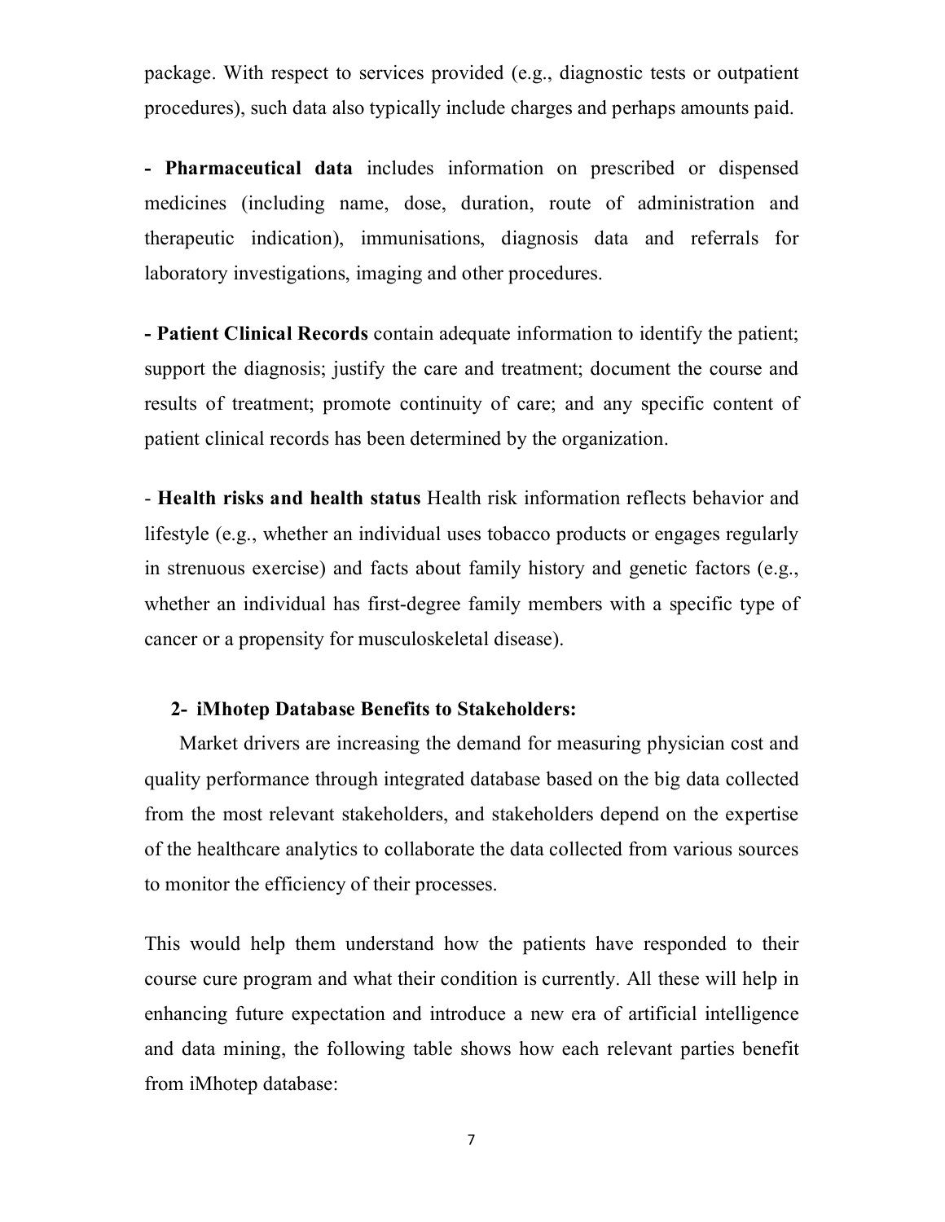package. With respect to services provided (e.g., diagnostic tests or outpatient procedures), such data also typically include charges and perhaps amounts paid.

**- Pharmaceutical data** includes information on prescribed or dispensed medicines (including name, dose, duration, route of administration and therapeutic indication), immunisations, diagnosis data and referrals for laboratory investigations, imaging and other procedures.

**- Patient Clinical Records** contain adequate information to identify the patient; support the diagnosis; justify the care and treatment; document the course and results of treatment; promote continuity of care; and any specific content of patient clinical records has been determined by the organization.

- **Health risks and health status** Health risk information reflects behavior and lifestyle (e.g., whether an individual uses tobacco products or engages regularly in strenuous exercise) and facts about family history and genetic factors (e.g., whether an individual has first-degree family members with a specific type of cancer or a propensity for musculoskeletal disease).

### 2- iMhotep Database Benefits to Stakeholders:

Market drivers are increasing the demand for measuring physician cost and quality performance through integrated database based on the big data collected from the most relevant stakeholders, and stakeholders depend on the expertise of the healthcare analytics to collaborate the data collected from various sources to monitor the efficiency of their processes.

This would help them understand how the patients have responded to their course cure program and what their condition is currently. All these will help in enhancing future expectation and introduce a new era of artificial intelligence and data mining, the following table shows how each relevant parties benefit from iMhotep database: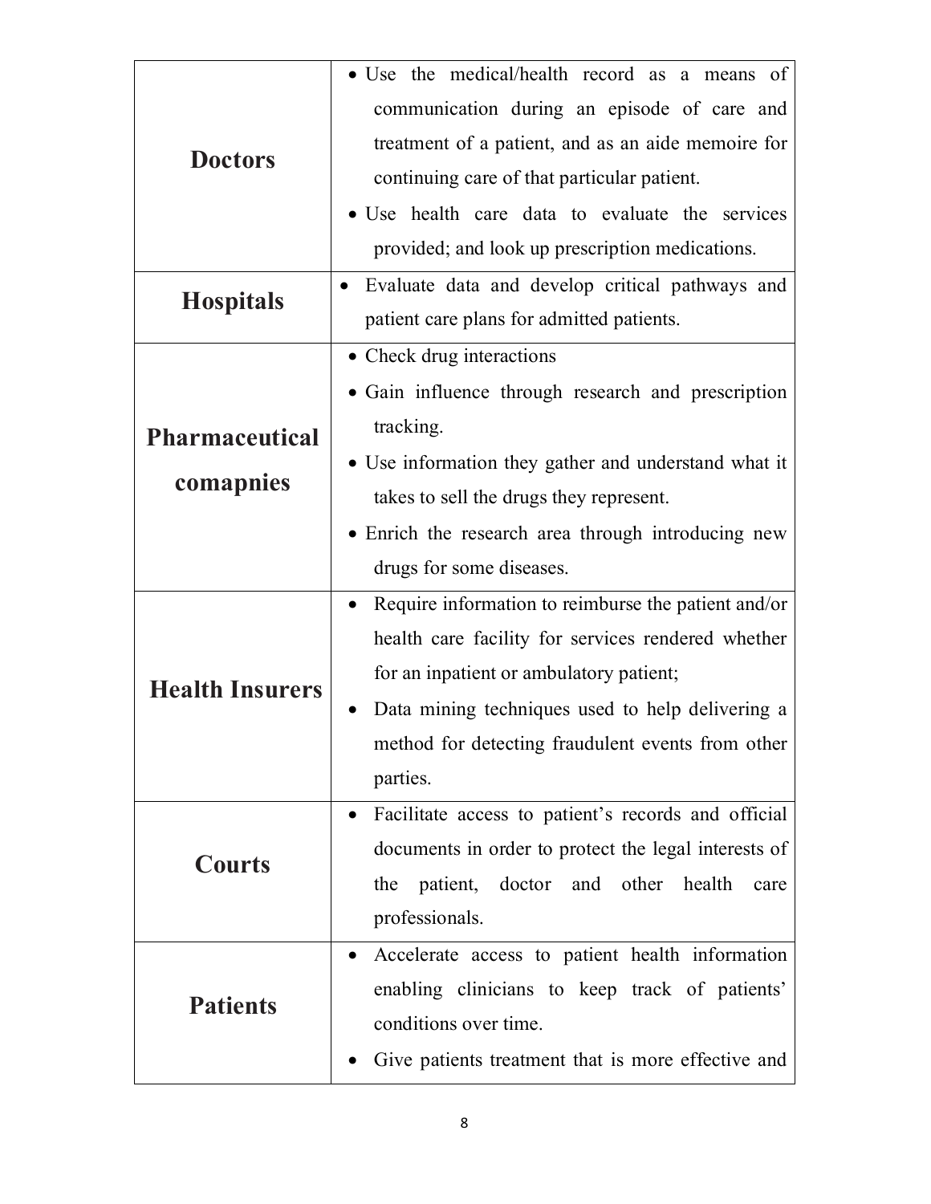| | |
|---|---|
| **Doctors** | • Use the medical/health record as a means of communication during an episode of care and treatment of a patient, and as an aide memoire for continuing care of that particular patient.<br>• Use health care data to evaluate the services provided; and look up prescription medications. |
| **Hospitals** | • Evaluate data and develop critical pathways and patient care plans for admitted patients. |
| **Pharmaceutical comapnies** | • Check drug interactions<br>• Gain influence through research and prescription tracking.<br>• Use information they gather and understand what it takes to sell the drugs they represent.<br>• Enrich the research area through introducing new drugs for some diseases. |
| **Health Insurers** | • Require information to reimburse the patient and/or health care facility for services rendered whether for an inpatient or ambulatory patient;<br>• Data mining techniques used to help delivering a method for detecting fraudulent events from other parties. |
| **Courts** | • Facilitate access to patient's records and official documents in order to protect the legal interests of the patient, doctor and other health care professionals. |
| **Patients** | • Accelerate access to patient health information enabling clinicians to keep track of patients' conditions over time.<br>• Give patients treatment that is more effective and |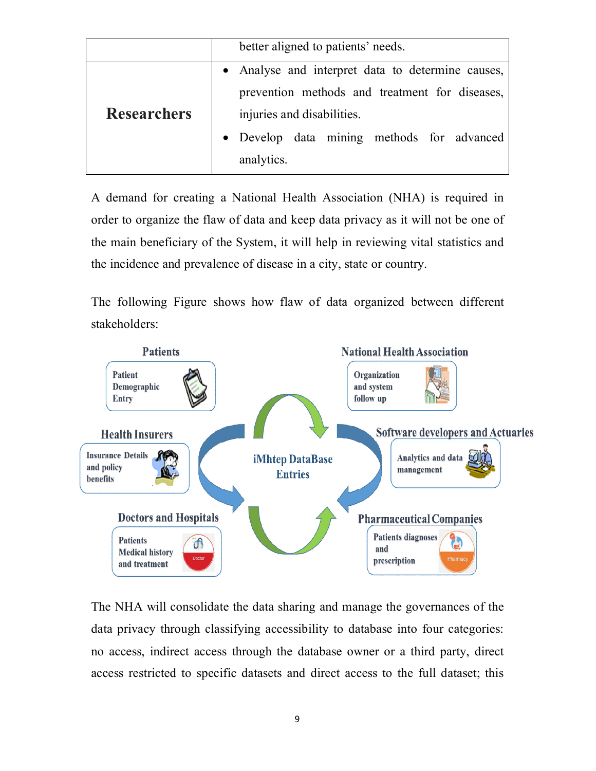| | |
|---|---|
| | better aligned to patients' needs. |
| **Researchers** | • Analyse and interpret data to determine causes, prevention methods and treatment for diseases, injuries and disabilities.<br>• Develop data mining methods for advanced analytics. |

A demand for creating a National Health Association (NHA) is required in order to organize the flaw of data and keep data privacy as it will not be one of the main beneficiary of the System, it will help in reviewing vital statistics and the incidence and prevalence of disease in a city, state or country.

The following Figure shows how flaw of data organized between different stakeholders:

Patients: Patient Demographic Entry

National Health Association: Organization and system follow up

Health Insurers: Insurance Details and policy benefits

iMhtep DataBase Entries

Software developers and Actuaries: Analytics and data management

Doctors and Hospitals: Patients Medical history and treatment

Pharmaceutical Companies: Patients diagnoses and prescription

The NHA will consolidate the data sharing and manage the governances of the data privacy through classifying accessibility to database into four categories: no access, indirect access through the database owner or a third party, direct access restricted to specific datasets and direct access to the full dataset; this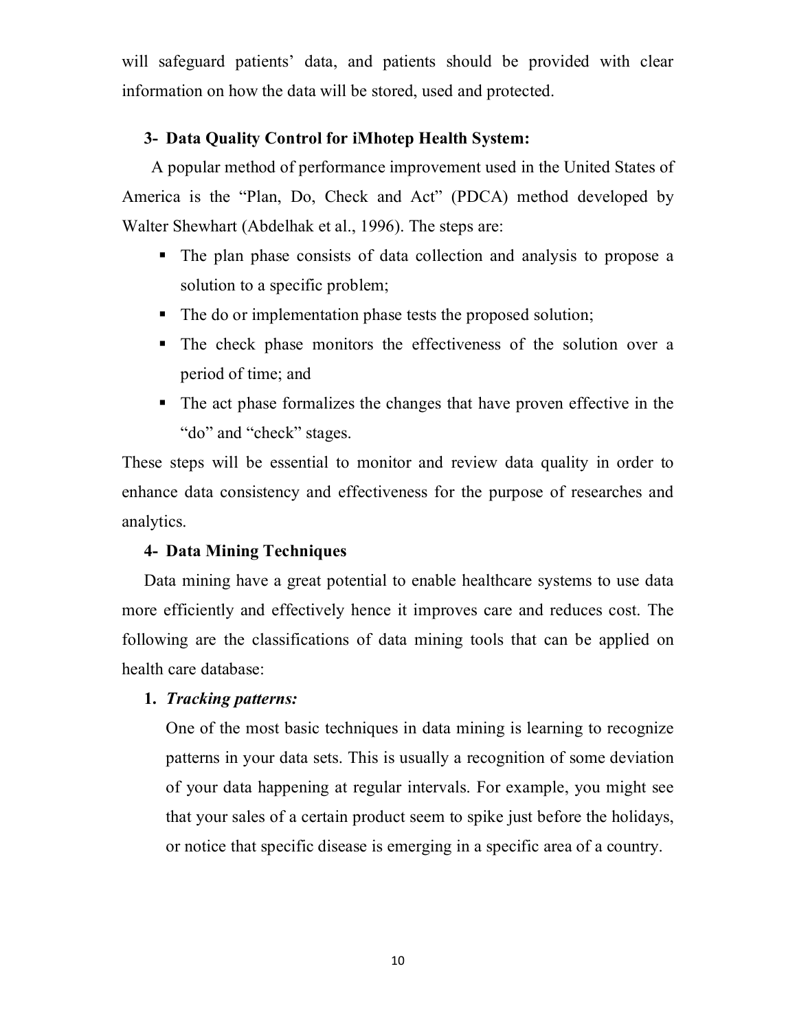will safeguard patients' data, and patients should be provided with clear information on how the data will be stored, used and protected.

### 3- Data Quality Control for iMhotep Health System:

A popular method of performance improvement used in the United States of America is the "Plan, Do, Check and Act" (PDCA) method developed by Walter Shewhart (Abdelhak et al., 1996). The steps are:

- The plan phase consists of data collection and analysis to propose a solution to a specific problem;
- The do or implementation phase tests the proposed solution;
- The check phase monitors the effectiveness of the solution over a period of time; and
- The act phase formalizes the changes that have proven effective in the "do" and "check" stages.

These steps will be essential to monitor and review data quality in order to enhance data consistency and effectiveness for the purpose of researches and analytics.

### 4- Data Mining Techniques

Data mining have a great potential to enable healthcare systems to use data more efficiently and effectively hence it improves care and reduces cost. The following are the classifications of data mining tools that can be applied on health care database:

1. ***Tracking patterns:***

   One of the most basic techniques in data mining is learning to recognize patterns in your data sets. This is usually a recognition of some deviation of your data happening at regular intervals. For example, you might see that your sales of a certain product seem to spike just before the holidays, or notice that specific disease is emerging in a specific area of a country.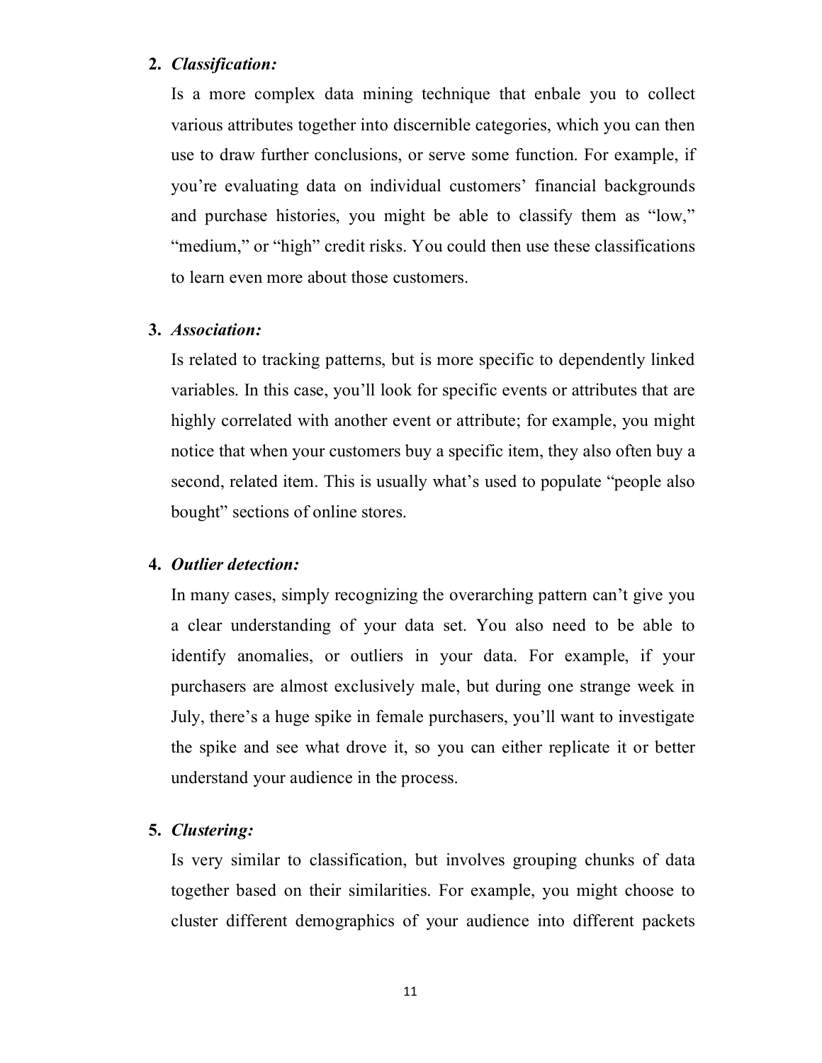2. ***Classification:***

   Is a more complex data mining technique that enbale you to collect various attributes together into discernible categories, which you can then use to draw further conclusions, or serve some function. For example, if you're evaluating data on individual customers' financial backgrounds and purchase histories, you might be able to classify them as "low," "medium," or "high" credit risks. You could then use these classifications to learn even more about those customers.

3. ***Association:***

   Is related to tracking patterns, but is more specific to dependently linked variables. In this case, you'll look for specific events or attributes that are highly correlated with another event or attribute; for example, you might notice that when your customers buy a specific item, they also often buy a second, related item. This is usually what's used to populate "people also bought" sections of online stores.

4. ***Outlier detection:***

   In many cases, simply recognizing the overarching pattern can't give you a clear understanding of your data set. You also need to be able to identify anomalies, or outliers in your data. For example, if your purchasers are almost exclusively male, but during one strange week in July, there's a huge spike in female purchasers, you'll want to investigate the spike and see what drove it, so you can either replicate it or better understand your audience in the process.

5. ***Clustering:***

   Is very similar to classification, but involves grouping chunks of data together based on their similarities. For example, you might choose to cluster different demographics of your audience into different packets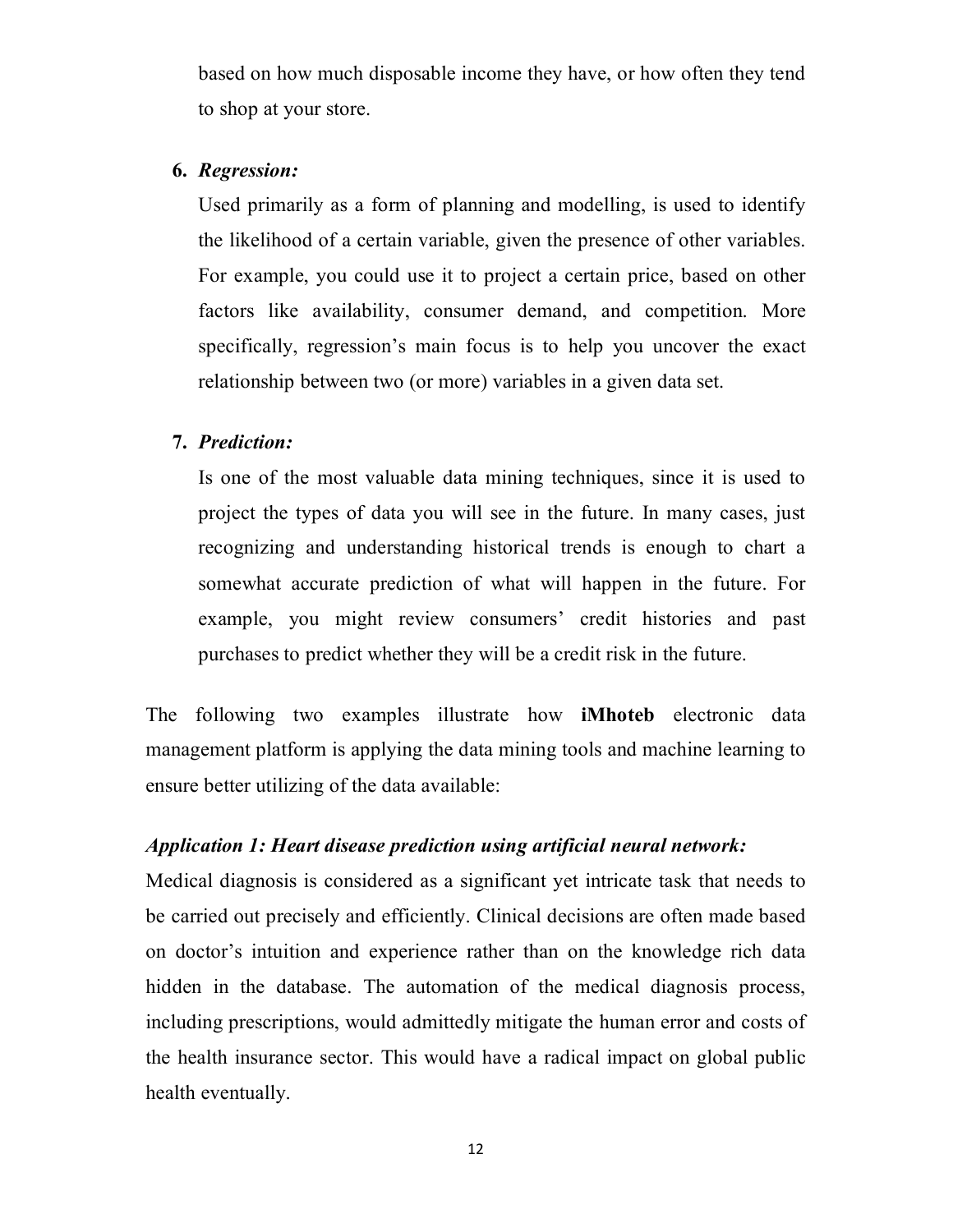based on how much disposable income they have, or how often they tend to shop at your store.

6. ***Regression:***

   Used primarily as a form of planning and modelling, is used to identify the likelihood of a certain variable, given the presence of other variables. For example, you could use it to project a certain price, based on other factors like availability, consumer demand, and competition. More specifically, regression's main focus is to help you uncover the exact relationship between two (or more) variables in a given data set.

7. ***Prediction:***

   Is one of the most valuable data mining techniques, since it is used to project the types of data you will see in the future. In many cases, just recognizing and understanding historical trends is enough to chart a somewhat accurate prediction of what will happen in the future. For example, you might review consumers' credit histories and past purchases to predict whether they will be a credit risk in the future.

The following two examples illustrate how **iMhoteb** electronic data management platform is applying the data mining tools and machine learning to ensure better utilizing of the data available:

***Application 1: Heart disease prediction using artificial neural network:***

Medical diagnosis is considered as a significant yet intricate task that needs to be carried out precisely and efficiently. Clinical decisions are often made based on doctor's intuition and experience rather than on the knowledge rich data hidden in the database. The automation of the medical diagnosis process, including prescriptions, would admittedly mitigate the human error and costs of the health insurance sector. This would have a radical impact on global public health eventually.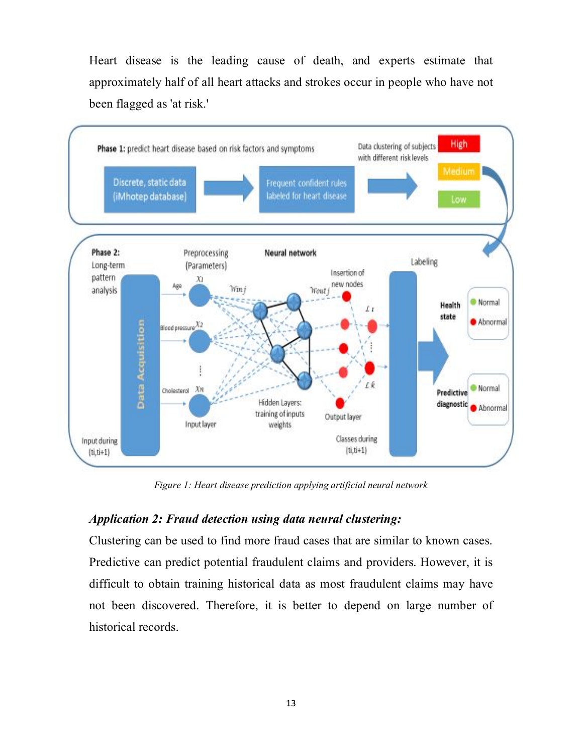Heart disease is the leading cause of death, and experts estimate that approximately half of all heart attacks and strokes occur in people who have not been flagged as 'at risk.'

*Figure 1: Heart disease prediction applying artificial neural network*

### *Application 2: Fraud detection using data neural clustering:*

Clustering can be used to find more fraud cases that are similar to known cases. Predictive can predict potential fraudulent claims and providers. However, it is difficult to obtain training historical data as most fraudulent claims may have not been discovered. Therefore, it is better to depend on large number of historical records.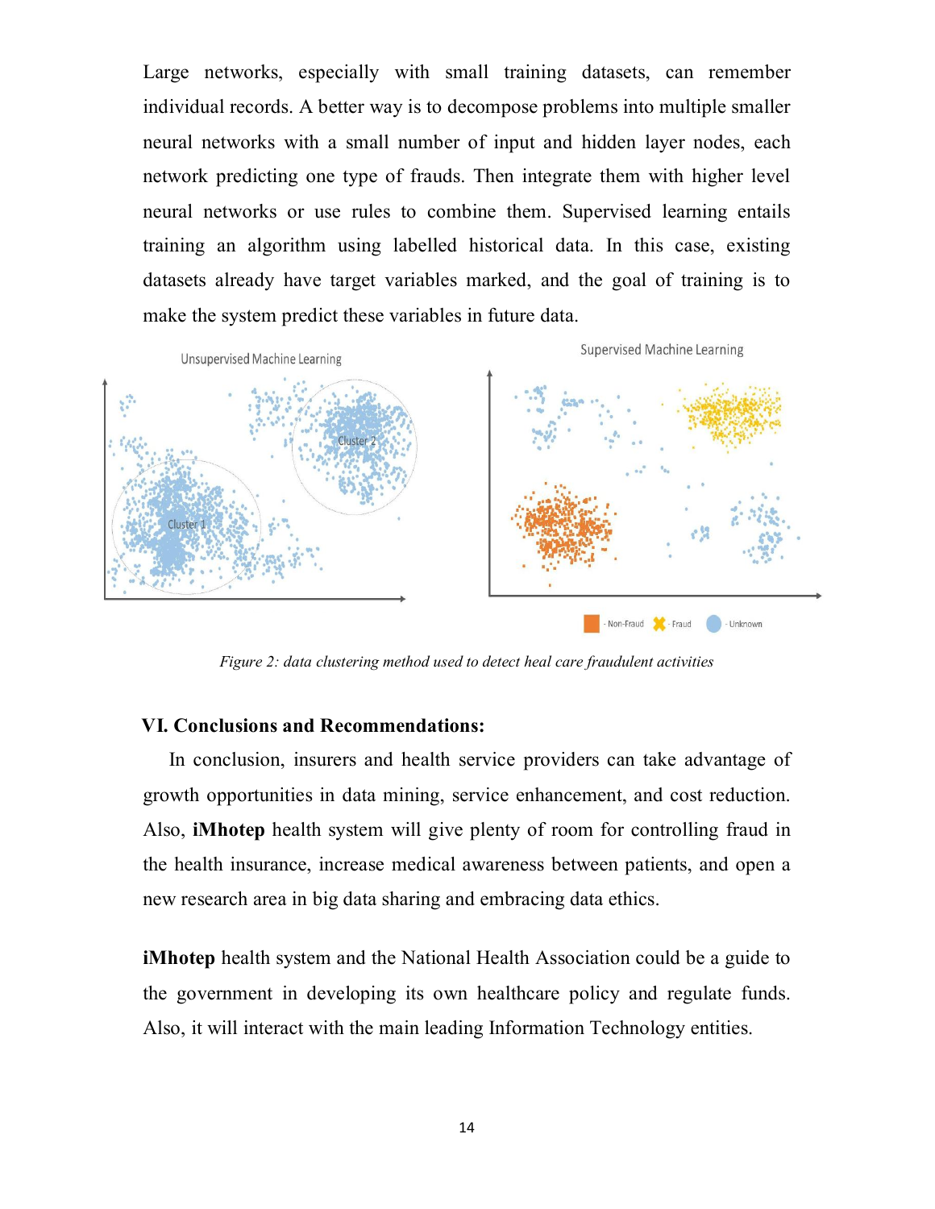Large networks, especially with small training datasets, can remember individual records. A better way is to decompose problems into multiple smaller neural networks with a small number of input and hidden layer nodes, each network predicting one type of frauds. Then integrate them with higher level neural networks or use rules to combine them. Supervised learning entails training an algorithm using labelled historical data. In this case, existing datasets already have target variables marked, and the goal of training is to make the system predict these variables in future data.

*Figure 2: data clustering method used to detect heal care fraudulent activities*

### VI. Conclusions and Recommendations:

In conclusion, insurers and health service providers can take advantage of growth opportunities in data mining, service enhancement, and cost reduction. Also, **iMhotep** health system will give plenty of room for controlling fraud in the health insurance, increase medical awareness between patients, and open a new research area in big data sharing and embracing data ethics.

**iMhotep** health system and the National Health Association could be a guide to the government in developing its own healthcare policy and regulate funds. Also, it will interact with the main leading Information Technology entities.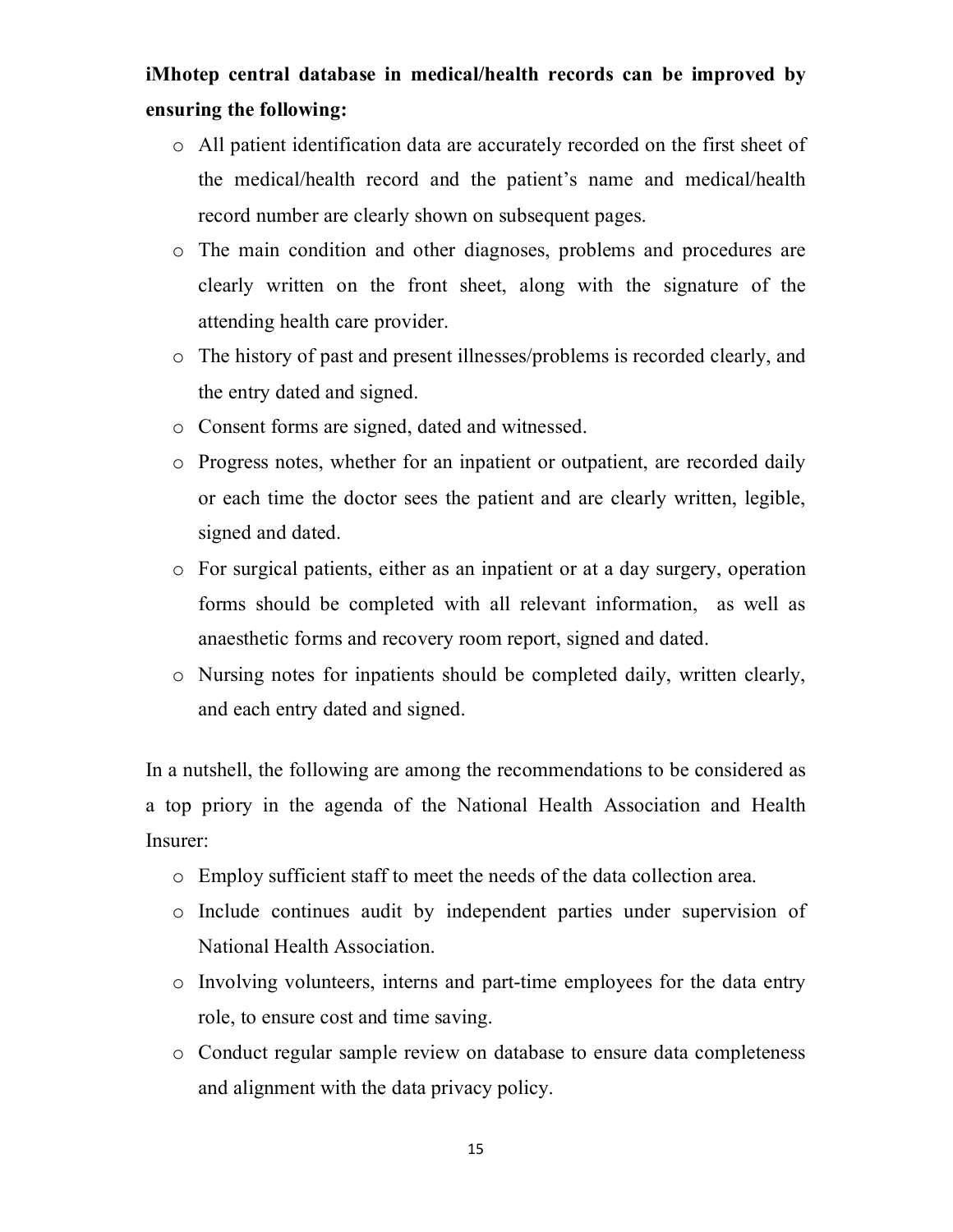**iMhotep central database in medical/health records can be improved by ensuring the following:**

- All patient identification data are accurately recorded on the first sheet of the medical/health record and the patient's name and medical/health record number are clearly shown on subsequent pages.
- The main condition and other diagnoses, problems and procedures are clearly written on the front sheet, along with the signature of the attending health care provider.
- The history of past and present illnesses/problems is recorded clearly, and the entry dated and signed.
- Consent forms are signed, dated and witnessed.
- Progress notes, whether for an inpatient or outpatient, are recorded daily or each time the doctor sees the patient and are clearly written, legible, signed and dated.
- For surgical patients, either as an inpatient or at a day surgery, operation forms should be completed with all relevant information, as well as anaesthetic forms and recovery room report, signed and dated.
- Nursing notes for inpatients should be completed daily, written clearly, and each entry dated and signed.

In a nutshell, the following are among the recommendations to be considered as a top priory in the agenda of the National Health Association and Health Insurer:

- Employ sufficient staff to meet the needs of the data collection area.
- Include continues audit by independent parties under supervision of National Health Association.
- Involving volunteers, interns and part-time employees for the data entry role, to ensure cost and time saving.
- Conduct regular sample review on database to ensure data completeness and alignment with the data privacy policy.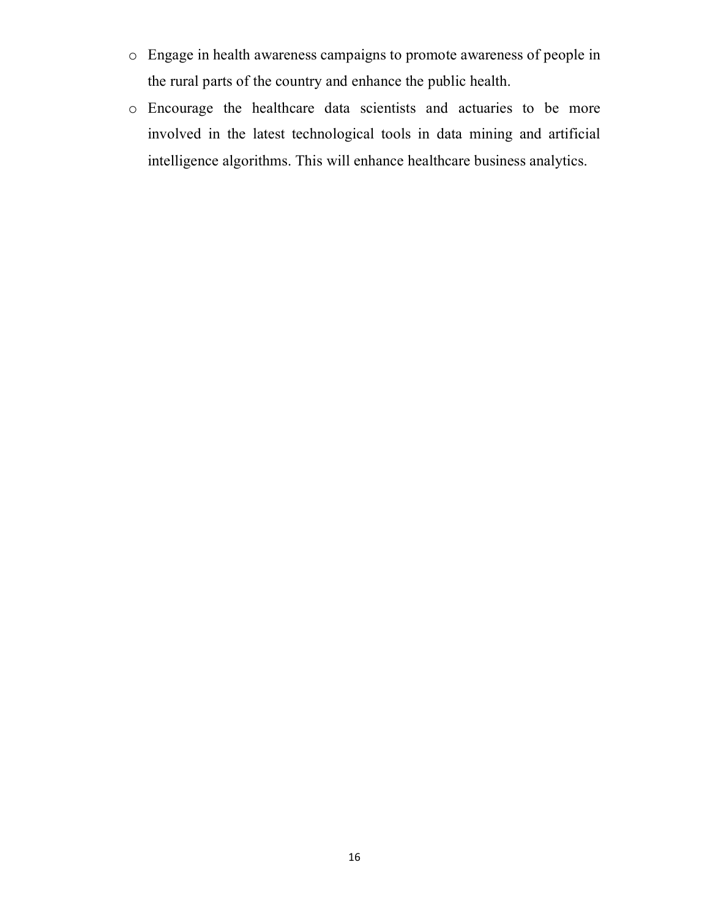- Engage in health awareness campaigns to promote awareness of people in the rural parts of the country and enhance the public health.
- Encourage the healthcare data scientists and actuaries to be more involved in the latest technological tools in data mining and artificial intelligence algorithms. This will enhance healthcare business analytics.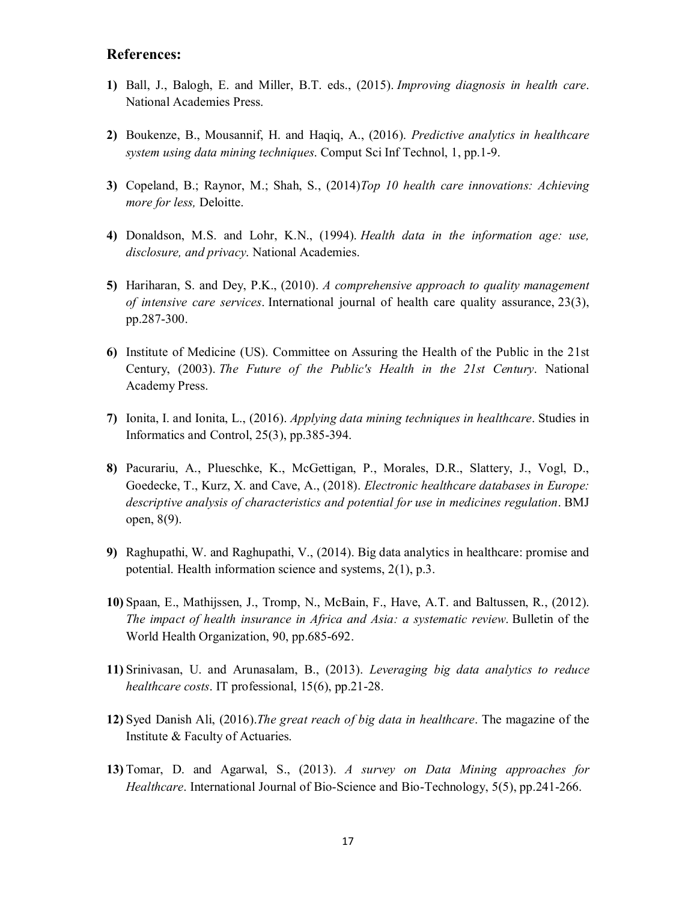## References:

1) Ball, J., Balogh, E. and Miller, B.T. eds., (2015). *Improving diagnosis in health care*. National Academies Press.

2) Boukenze, B., Mousannif, H. and Haqiq, A., (2016). *Predictive analytics in healthcare system using data mining techniques*. Comput Sci Inf Technol, 1, pp.1-9.

3) Copeland, B.; Raynor, M.; Shah, S., (2014)*Top 10 health care innovations: Achieving more for less,* Deloitte.

4) Donaldson, M.S. and Lohr, K.N., (1994). *Health data in the information age: use, disclosure, and privacy*. National Academies.

5) Hariharan, S. and Dey, P.K., (2010). *A comprehensive approach to quality management of intensive care services*. International journal of health care quality assurance, 23(3), pp.287-300.

6) Institute of Medicine (US). Committee on Assuring the Health of the Public in the 21st Century, (2003). *The Future of the Public's Health in the 21st Century*. National Academy Press.

7) Ionita, I. and Ionita, L., (2016). *Applying data mining techniques in healthcare*. Studies in Informatics and Control, 25(3), pp.385-394.

8) Pacurariu, A., Plueschke, K., McGettigan, P., Morales, D.R., Slattery, J., Vogl, D., Goedecke, T., Kurz, X. and Cave, A., (2018). *Electronic healthcare databases in Europe: descriptive analysis of characteristics and potential for use in medicines regulation*. BMJ open, 8(9).

9) Raghupathi, W. and Raghupathi, V., (2014). Big data analytics in healthcare: promise and potential. Health information science and systems, 2(1), p.3.

10) Spaan, E., Mathijssen, J., Tromp, N., McBain, F., Have, A.T. and Baltussen, R., (2012). *The impact of health insurance in Africa and Asia: a systematic review*. Bulletin of the World Health Organization, 90, pp.685-692.

11) Srinivasan, U. and Arunasalam, B., (2013). *Leveraging big data analytics to reduce healthcare costs*. IT professional, 15(6), pp.21-28.

12) Syed Danish Ali, (2016).*The great reach of big data in healthcare*. The magazine of the Institute & Faculty of Actuaries.

13) Tomar, D. and Agarwal, S., (2013). *A survey on Data Mining approaches for Healthcare*. International Journal of Bio-Science and Bio-Technology, 5(5), pp.241-266.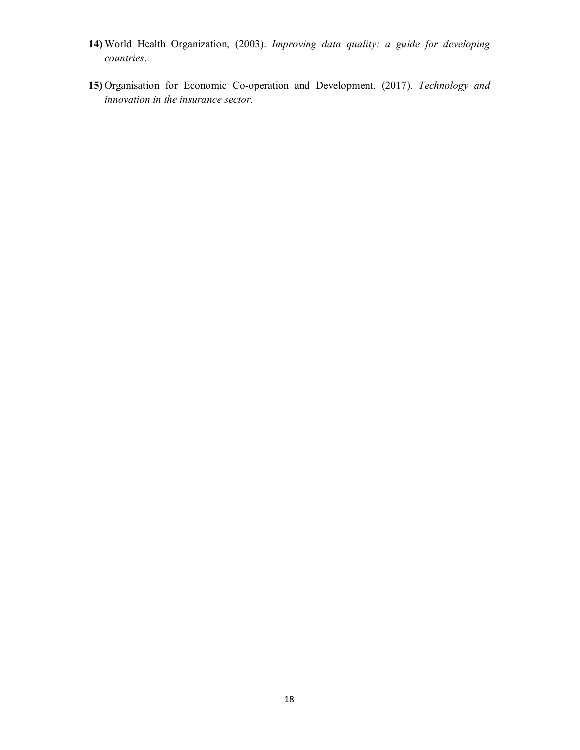**14)** World Health Organization, (2003). *Improving data quality: a guide for developing countries.*

**15)** Organisation for Economic Co-operation and Development, (2017). *Technology and innovation in the insurance sector.*